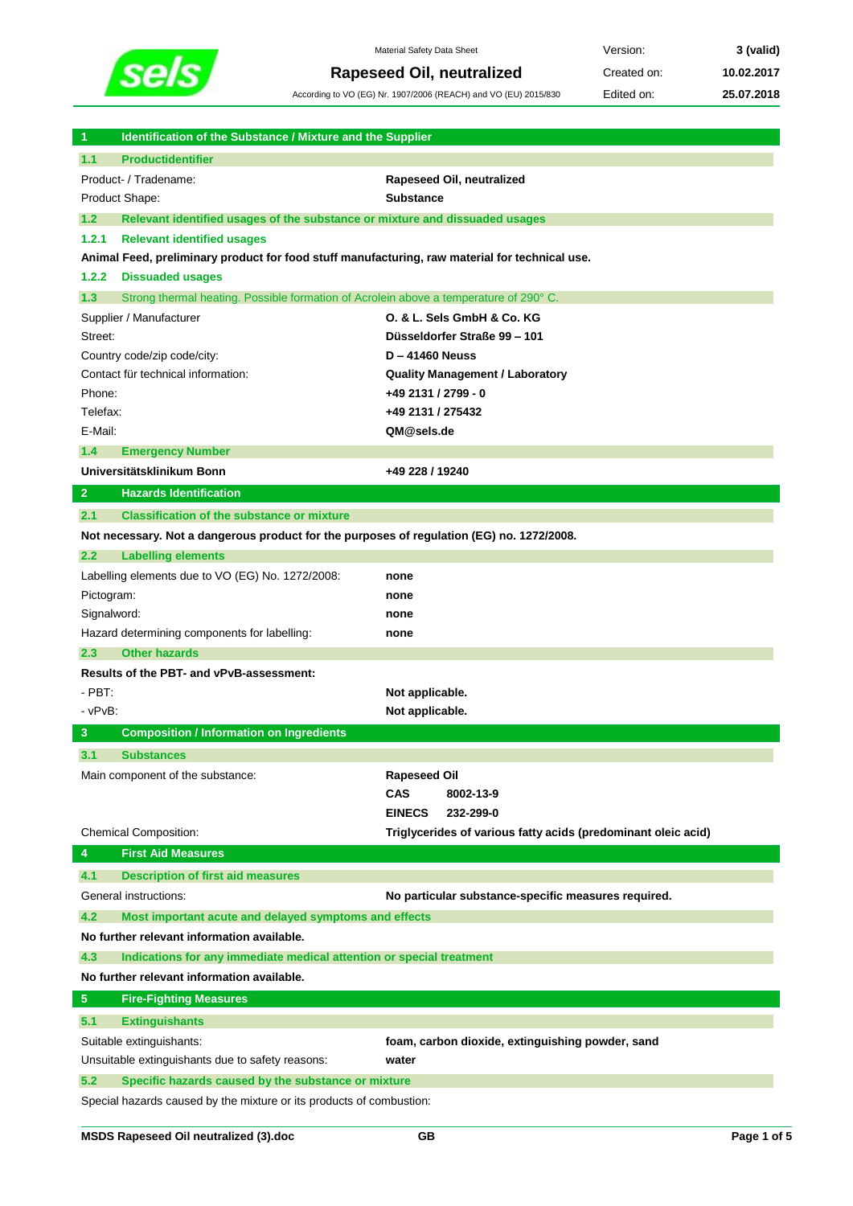Material Safety Data Sheet

# Rapeseed Oil, neutralized

According to VO (EG) Nr. 1907/2006 (REACH) and VO (EU) 2015/830

| | |
|---|---|
| Version: | **3 (valid)** |
| Created on: | **10.02.2017** |
| Edited on: | **25.07.2018** |

## 1 Identification of the Substance / Mixture and the Supplier

### 1.1 Productidentifier

| | |
|---|---|
| Product- / Tradename: | **Rapeseed Oil, neutralized** |
| Product Shape: | **Substance** |

### 1.2 Relevant identified usages of the substance or mixture and dissuaded usages

#### 1.2.1 Relevant identified usages

**Animal Feed, preliminary product for food stuff manufacturing, raw material for technical use.**

#### 1.2.2 Dissuaded usages

### 1.3 Strong thermal heating. Possible formation of Acrolein above a temperature of 290° C.

| | |
|---|---|
| Supplier / Manufacturer | **O. & L. Sels GmbH & Co. KG** |
| Street: | **Düsseldorfer Straße 99 – 101** |
| Country code/zip code/city: | **D – 41460 Neuss** |
| Contact für technical information: | **Quality Management / Laboratory** |
| Phone: | **+49 2131 / 2799 - 0** |
| Telefax: | **+49 2131 / 275432** |
| E-Mail: | **QM@sels.de** |

### 1.4 Emergency Number

| | |
|---|---|
| **Universitätsklinikum Bonn** | **+49 228 / 19240** |

## 2 Hazards Identification

### 2.1 Classification of the substance or mixture

**Not necessary. Not a dangerous product for the purposes of regulation (EG) no. 1272/2008.**

### 2.2 Labelling elements

| | |
|---|---|
| Labelling elements due to VO (EG) No. 1272/2008: | **none** |
| Pictogram: | **none** |
| Signalword: | **none** |
| Hazard determining components for labelling: | **none** |

### 2.3 Other hazards

**Results of the PBT- and vPvB-assessment:**

| | |
|---|---|
| - PBT: | **Not applicable.** |
| - vPvB: | **Not applicable.** |

## 3 Composition / Information on Ingredients

### 3.1 Substances

| | |
|---|---|
| Main component of the substance: | **Rapeseed Oil** |
| | **CAS 8002-13-9** |
| | **EINECS 232-299-0** |
| Chemical Composition: | **Triglycerides of various fatty acids (predominant oleic acid)** |

## 4 First Aid Measures

### 4.1 Description of first aid measures

| | |
|---|---|
| General instructions: | **No particular substance-specific measures required.** |

### 4.2 Most important acute and delayed symptoms and effects

**No further relevant information available.**

### 4.3 Indications for any immediate medical attention or special treatment

**No further relevant information available.**

## 5 Fire-Fighting Measures

### 5.1 Extinguishants

| | |
|---|---|
| Suitable extinguishants: | **foam, carbon dioxide, extinguishing powder, sand** |
| Unsuitable extinguishants due to safety reasons: | **water** |

### 5.2 Specific hazards caused by the substance or mixture

Special hazards caused by the mixture or its products of combustion: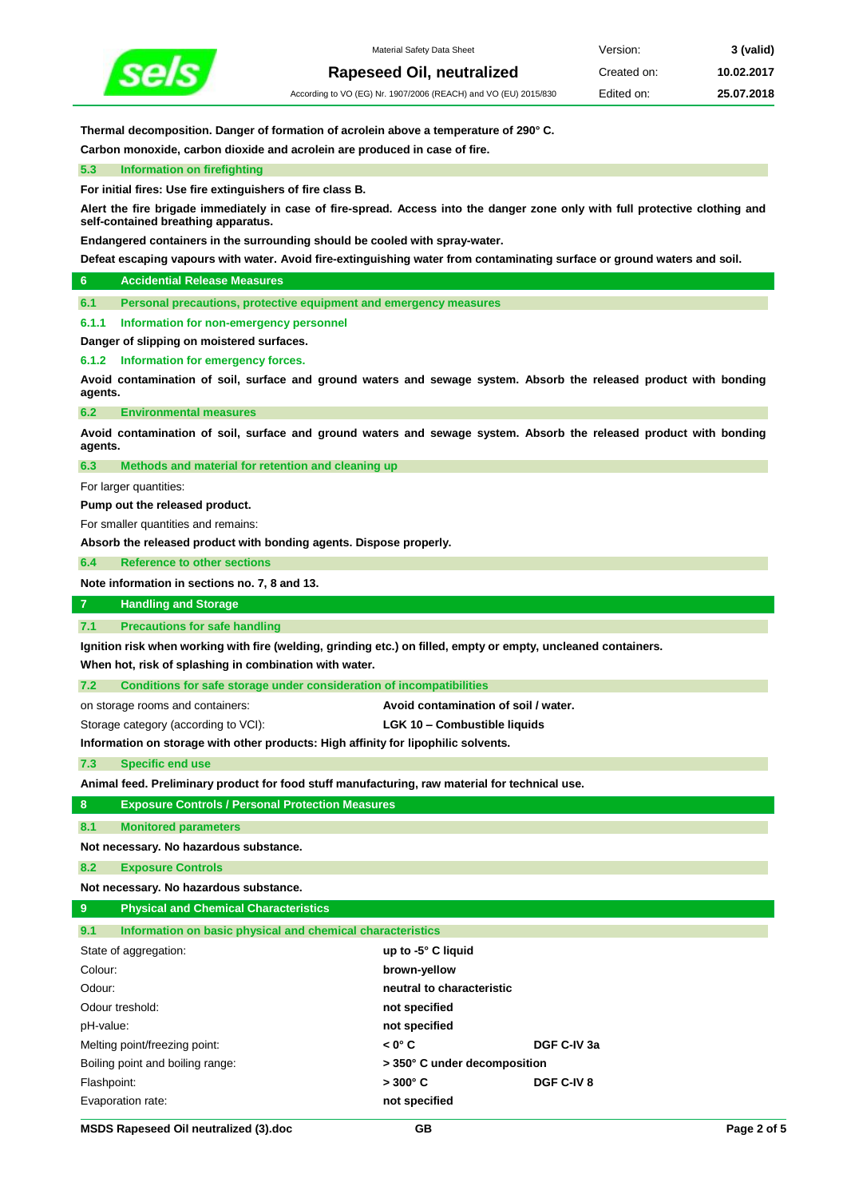**Thermal decomposition. Danger of formation of acrolein above a temperature of 290° C.**

**Carbon monoxide, carbon dioxide and acrolein are produced in case of fire.**

### 5.3 Information on firefighting

**For initial fires: Use fire extinguishers of fire class B.**

**Alert the fire brigade immediately in case of fire-spread. Access into the danger zone only with full protective clothing and self-contained breathing apparatus.**

**Endangered containers in the surrounding should be cooled with spray-water.**

**Defeat escaping vapours with water. Avoid fire-extinguishing water from contaminating surface or ground waters and soil.**

## 6 Accidential Release Measures

### 6.1 Personal precautions, protective equipment and emergency measures

#### 6.1.1 Information for non-emergency personnel

**Danger of slipping on moistered surfaces.**

#### 6.1.2 Information for emergency forces.

**Avoid contamination of soil, surface and ground waters and sewage system. Absorb the released product with bonding agents.**

### 6.2 Environmental measures

**Avoid contamination of soil, surface and ground waters and sewage system. Absorb the released product with bonding agents.**

### 6.3 Methods and material for retention and cleaning up

For larger quantities:

**Pump out the released product.**

For smaller quantities and remains:

**Absorb the released product with bonding agents. Dispose properly.**

### 6.4 Reference to other sections

**Note information in sections no. 7, 8 and 13.**

## 7 Handling and Storage

### 7.1 Precautions for safe handling

**Ignition risk when working with fire (welding, grinding etc.) on filled, empty or empty, uncleaned containers.**

**When hot, risk of splashing in combination with water.**

### 7.2 Conditions for safe storage under consideration of incompatibilities

| | |
|---|---|
| on storage rooms and containers: | **Avoid contamination of soil / water.** |
| Storage category (according to VCI): | **LGK 10 – Combustible liquids** |

**Information on storage with other products: High affinity for lipophilic solvents.**

### 7.3 Specific end use

**Animal feed. Preliminary product for food stuff manufacturing, raw material for technical use.**

## 8 Exposure Controls / Personal Protection Measures

### 8.1 Monitored parameters

**Not necessary. No hazardous substance.**

### 8.2 Exposure Controls

**Not necessary. No hazardous substance.**

## 9 Physical and Chemical Characteristics

### 9.1 Information on basic physical and chemical characteristics

| | | |
|---|---|---|
| State of aggregation: | **up to -5° C liquid** | |
| Colour: | **brown-yellow** | |
| Odour: | **neutral to characteristic** | |
| Odour treshold: | **not specified** | |
| pH-value: | **not specified** | |
| Melting point/freezing point: | **< 0° C** | **DGF C-IV 3a** |
| Boiling point and boiling range: | **> 350° C under decomposition** | |
| Flashpoint: | **> 300° C** | **DGF C-IV 8** |
| Evaporation rate: | **not specified** | |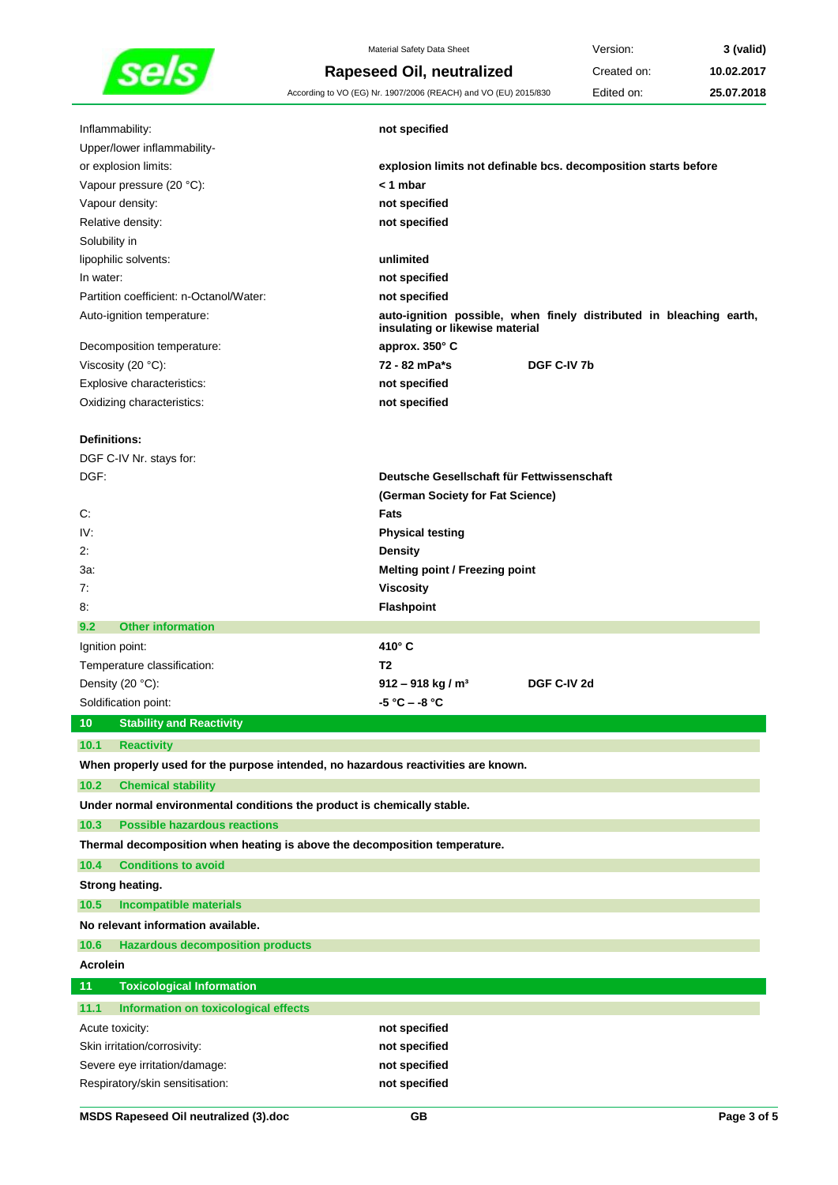| | | |
|---|---|---|
| Inflammability: | **not specified** | |
| Upper/lower inflammability-or explosion limits: | **explosion limits not definable bcs. decomposition starts before** | |
| Vapour pressure (20 °C): | **< 1 mbar** | |
| Vapour density: | **not specified** | |
| Relative density: | **not specified** | |
| Solubility in lipophilic solvents: | **unlimited** | |
| In water: | **not specified** | |
| Partition coefficient: n-Octanol/Water: | **not specified** | |
| Auto-ignition temperature: | **auto-ignition possible, when finely distributed in bleaching earth, insulating or likewise material** | |
| Decomposition temperature: | **approx. 350° C** | |
| Viscosity (20 °C): | **72 - 82 mPa*s** | **DGF C-IV 7b** |
| Explosive characteristics: | **not specified** | |
| Oxidizing characteristics: | **not specified** | |

**Definitions:**

DGF C-IV Nr. stays for:

| | |
|---|---|
| DGF: | **Deutsche Gesellschaft für Fettwissenschaft (German Society for Fat Science)** |
| C: | **Fats** |
| IV: | **Physical testing** |
| 2: | **Density** |
| 3a: | **Melting point / Freezing point** |
| 7: | **Viscosity** |
| 8: | **Flashpoint** |

### 9.2 Other information

| | | |
|---|---|---|
| Ignition point: | **410° C** | |
| Temperature classification: | **T2** | |
| Density (20 °C): | **912 – 918 kg / m³** | **DGF C-IV 2d** |
| Soldification point: | **-5 °C – -8 °C** | |

## 10 Stability and Reactivity

### 10.1 Reactivity

**When properly used for the purpose intended, no hazardous reactivities are known.**

### 10.2 Chemical stability

**Under normal environmental conditions the product is chemically stable.**

### 10.3 Possible hazardous reactions

**Thermal decomposition when heating is above the decomposition temperature.**

### 10.4 Conditions to avoid

**Strong heating.**

### 10.5 Incompatible materials

**No relevant information available.**

### 10.6 Hazardous decomposition products

**Acrolein**

## 11 Toxicological Information

### 11.1 Information on toxicological effects

| | |
|---|---|
| Acute toxicity: | **not specified** |
| Skin irritation/corrosivity: | **not specified** |
| Severe eye irritation/damage: | **not specified** |
| Respiratory/skin sensitisation: | **not specified** |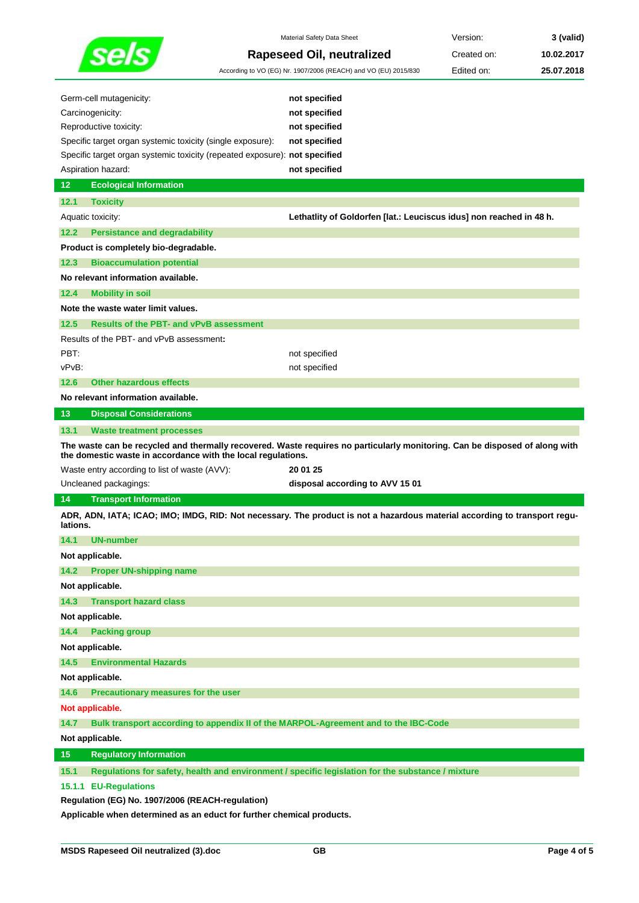| | |
|---|---|
| Germ-cell mutagenicity: | **not specified** |
| Carcinogenicity: | **not specified** |
| Reproductive toxicity: | **not specified** |
| Specific target organ systemic toxicity (single exposure): | **not specified** |
| Specific target organ systemic toxicity (repeated exposure): | **not specified** |
| Aspiration hazard: | **not specified** |

## 12 Ecological Information

### 12.1 Toxicity

| | |
|---|---|
| Aquatic toxicity: | **Lethatlity of Goldorfen [lat.: Leuciscus idus] non reached in 48 h.** |

### 12.2 Persistance and degradability

**Product is completely bio-degradable.**

### 12.3 Bioaccumulation potential

**No relevant information available.**

### 12.4 Mobility in soil

**Note the waste water limit values.**

### 12.5 Results of the PBT- and vPvB assessment

Results of the PBT- and vPvB assessment**:**

| | |
|---|---|
| PBT: | not specified |
| vPvB: | not specified |

### 12.6 Other hazardous effects

**No relevant information available.**

## 13 Disposal Considerations

### 13.1 Waste treatment processes

**The waste can be recycled and thermally recovered. Waste requires no particularly monitoring. Can be disposed of along with the domestic waste in accordance with the local regulations.**

| | |
|---|---|
| Waste entry according to list of waste (AVV): | **20 01 25** |
| Uncleaned packagings: | **disposal according to AVV 15 01** |

## 14 Transport Information

**ADR, ADN, IATA; ICAO; IMO; IMDG, RID: Not necessary. The product is not a hazardous material according to transport regulations.**

### 14.1 UN-number

**Not applicable.**

### 14.2 Proper UN-shipping name

**Not applicable.**

### 14.3 Transport hazard class

**Not applicable.**

### 14.4 Packing group

**Not applicable.**

### 14.5 Environmental Hazards

**Not applicable.**

### 14.6 Precautionary measures for the user

**Not applicable.**

### 14.7 Bulk transport according to appendix II of the MARPOL-Agreement and to the IBC-Code

**Not applicable.**

## 15 Regulatory Information

### 15.1 Regulations for safety, health and environment / specific legislation for the substance / mixture

#### 15.1.1 EU-Regulations

**Regulation (EG) No. 1907/2006 (REACH-regulation)**

**Applicable when determined as an educt for further chemical products.**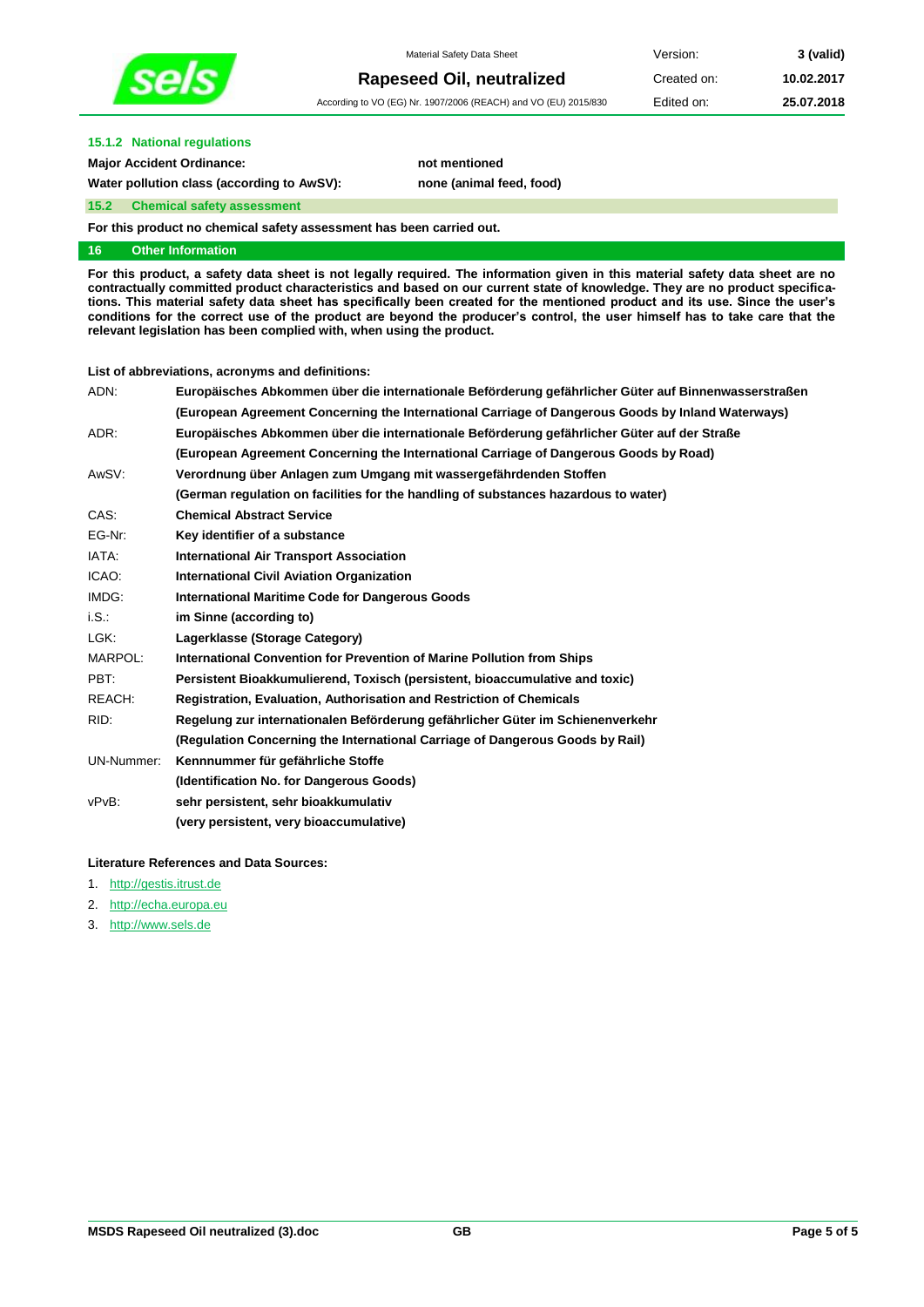#### 15.1.2 National regulations

| | |
|---|---|
| **Major Accident Ordinance:** | **not mentioned** |
| **Water pollution class (according to AwSV):** | **none (animal feed, food)** |

### 15.2 Chemical safety assessment

**For this product no chemical safety assessment has been carried out.**

## 16 Other Information

**For this product, a safety data sheet is not legally required. The information given in this material safety data sheet are no contractually committed product characteristics and based on our current state of knowledge. They are no product specifications. This material safety data sheet has specifically been created for the mentioned product and its use. Since the user's conditions for the correct use of the product are beyond the producer's control, the user himself has to take care that the relevant legislation has been complied with, when using the product.**

**List of abbreviations, acronyms and definitions:**

| | |
|---|---|
| ADN: | **Europäisches Abkommen über die internationale Beförderung gefährlicher Güter auf Binnenwasserstraßen (European Agreement Concerning the International Carriage of Dangerous Goods by Inland Waterways)** |
| ADR: | **Europäisches Abkommen über die internationale Beförderung gefährlicher Güter auf der Straße (European Agreement Concerning the International Carriage of Dangerous Goods by Road)** |
| AwSV: | **Verordnung über Anlagen zum Umgang mit wassergefährdenden Stoffen (German regulation on facilities for the handling of substances hazardous to water)** |
| CAS: | **Chemical Abstract Service** |
| EG-Nr: | **Key identifier of a substance** |
| IATA: | **International Air Transport Association** |
| ICAO: | **International Civil Aviation Organization** |
| IMDG: | **International Maritime Code for Dangerous Goods** |
| i.S.: | **im Sinne (according to)** |
| LGK: | **Lagerklasse (Storage Category)** |
| MARPOL: | **International Convention for Prevention of Marine Pollution from Ships** |
| PBT: | **Persistent Bioakkumulierend, Toxisch (persistent, bioaccumulative and toxic)** |
| REACH: | **Registration, Evaluation, Authorisation and Restriction of Chemicals** |
| RID: | **Regelung zur internationalen Beförderung gefährlicher Güter im Schienenverkehr (Regulation Concerning the International Carriage of Dangerous Goods by Rail)** |
| UN-Nummer: | **Kennnummer für gefährliche Stoffe (Identification No. for Dangerous Goods)** |
| vPvB: | **sehr persistent, sehr bioakkumulativ (very persistent, very bioaccumulative)** |

**Literature References and Data Sources:**

1. http://gestis.itrust.de
2. http://echa.europa.eu
3. http://www.sels.de